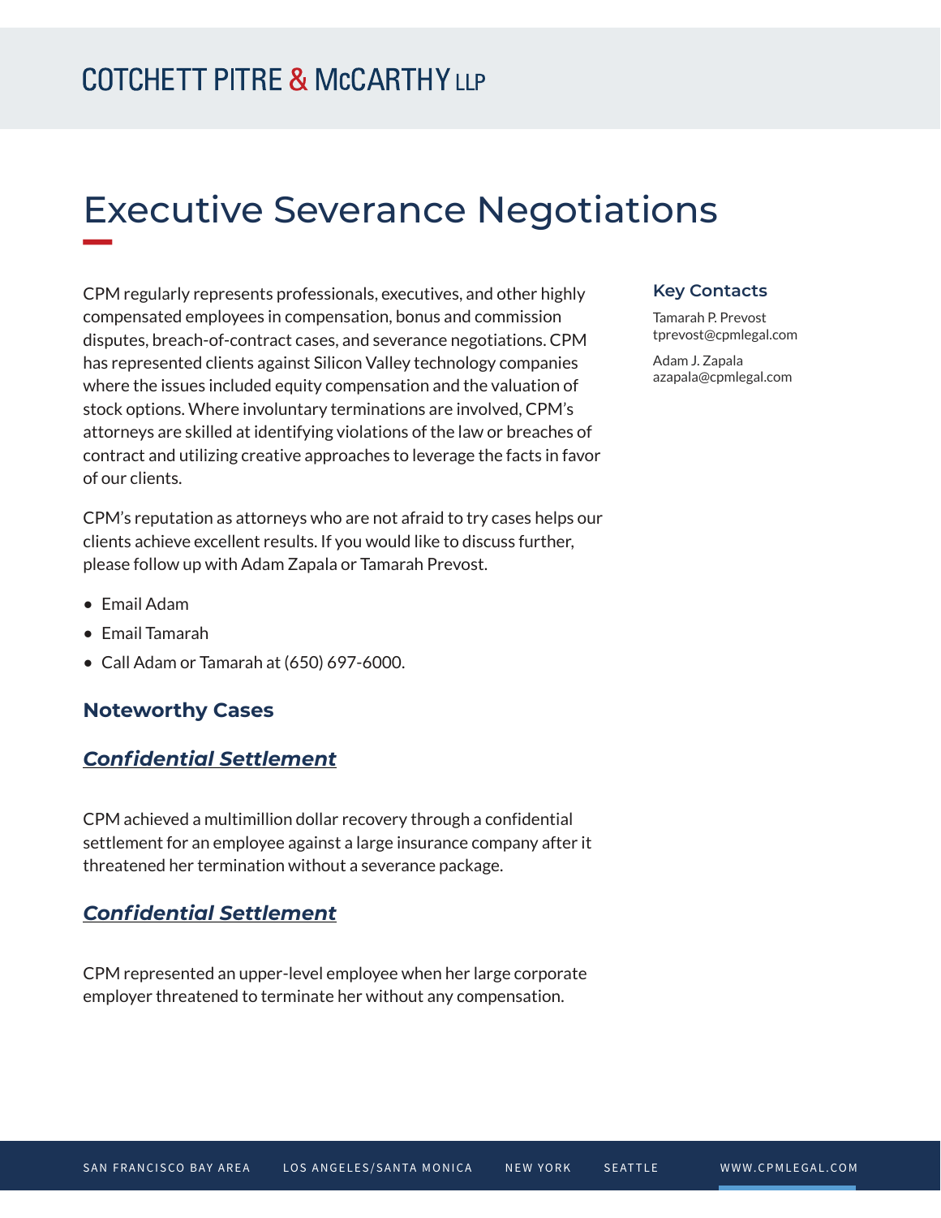COTCHETT PITRE & McCARTHY LLP

# Executive Severance Negotiations

CPM regularly represents professionals, executives, and other highly compensated employees in compensation, bonus and commission disputes, breach-of-contract cases, and severance negotiations. CPM has represented clients against Silicon Valley technology companies where the issues included equity compensation and the valuation of stock options. Where involuntary terminations are involved, CPM's attorneys are skilled at identifying violations of the law or breaches of contract and utilizing creative approaches to leverage the facts in favor of our clients.

CPM's reputation as attorneys who are not afraid to try cases helps our clients achieve excellent results. If you would like to discuss further, please follow up with Adam Zapala or Tamarah Prevost.

- Email Adam
- Email Tamarah
- Call Adam or Tamarah at (650) 697-6000.

### Key Contacts

Tamarah P. Prevost
tprevost@cpmlegal.com

Adam J. Zapala
azapala@cpmlegal.com

## Noteworthy Cases

### *Confidential Settlement*

CPM achieved a multimillion dollar recovery through a confidential settlement for an employee against a large insurance company after it threatened her termination without a severance package.

### *Confidential Settlement*

CPM represented an upper-level employee when her large corporate employer threatened to terminate her without any compensation.

SAN FRANCISCO BAY AREA LOS ANGELES/SANTA MONICA NEW YORK SEATTLE WWW.CPMLEGAL.COM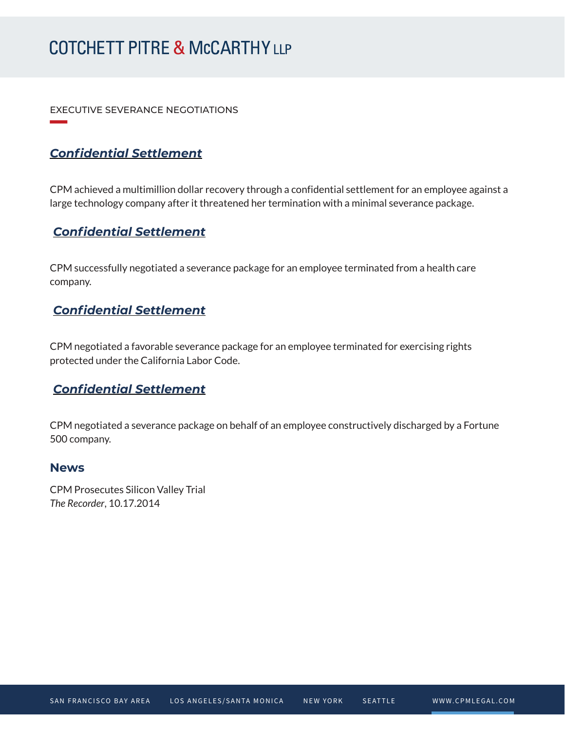EXECUTIVE SEVERANCE NEGOTIATIONS

### ***Confidential Settlement***

CPM achieved a multimillion dollar recovery through a confidential settlement for an employee against a large technology company after it threatened her termination with a minimal severance package.

### ***Confidential Settlement***

CPM successfully negotiated a severance package for an employee terminated from a health care company.

### ***Confidential Settlement***

CPM negotiated a favorable severance package for an employee terminated for exercising rights protected under the California Labor Code.

### ***Confidential Settlement***

CPM negotiated a severance package on behalf of an employee constructively discharged by a Fortune 500 company.

## News

CPM Prosecutes Silicon Valley Trial
*The Recorder*, 10.17.2014